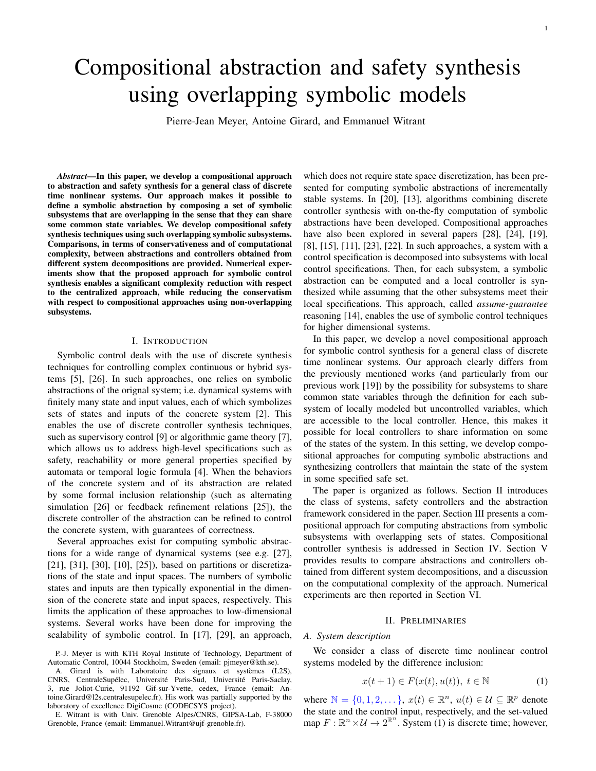# Compositional abstraction and safety synthesis using overlapping symbolic models

Pierre-Jean Meyer, Antoine Girard, and Emmanuel Witrant

***Abstract*—In this paper, we develop a compositional approach to abstraction and safety synthesis for a general class of discrete time nonlinear systems. Our approach makes it possible to define a symbolic abstraction by composing a set of symbolic subsystems that are overlapping in the sense that they can share some common state variables. We develop compositional safety synthesis techniques using such overlapping symbolic subsystems. Comparisons, in terms of conservativeness and of computational complexity, between abstractions and controllers obtained from different system decompositions are provided. Numerical experiments show that the proposed approach for symbolic control synthesis enables a significant complexity reduction with respect to the centralized approach, while reducing the conservatism with respect to compositional approaches using non-overlapping subsystems.**

## I. Introduction

Symbolic control deals with the use of discrete synthesis techniques for controlling complex continuous or hybrid systems [5], [26]. In such approaches, one relies on symbolic abstractions of the orignal system; i.e. dynamical systems with finitely many state and input values, each of which symbolizes sets of states and inputs of the concrete system [2]. This enables the use of discrete controller synthesis techniques, such as supervisory control [9] or algorithmic game theory [7], which allows us to address high-level specifications such as safety, reachability or more general properties specified by automata or temporal logic formula [4]. When the behaviors of the concrete system and of its abstraction are related by some formal inclusion relationship (such as alternating simulation [26] or feedback refinement relations [25]), the discrete controller of the abstraction can be refined to control the concrete system, with guarantees of correctness.

Several approaches exist for computing symbolic abstractions for a wide range of dynamical systems (see e.g. [27], [21], [31], [30], [10], [25]), based on partitions or discretizations of the state and input spaces. The numbers of symbolic states and inputs are then typically exponential in the dimension of the concrete state and input spaces, respectively. This limits the application of these approaches to low-dimensional systems. Several works have been done for improving the scalability of symbolic control. In [17], [29], an approach, which does not require state space discretization, has been presented for computing symbolic abstractions of incrementally stable systems. In [20], [13], algorithms combining discrete controller synthesis with on-the-fly computation of symbolic abstractions have been developed. Compositional approaches have also been explored in several papers [28], [24], [19], [8], [15], [11], [23], [22]. In such approaches, a system with a control specification is decomposed into subsystems with local control specifications. Then, for each subsystem, a symbolic abstraction can be computed and a local controller is synthesized while assuming that the other subsystems meet their local specifications. This approach, called *assume-guarantee* reasoning [14], enables the use of symbolic control techniques for higher dimensional systems.

In this paper, we develop a novel compositional approach for symbolic control synthesis for a general class of discrete time nonlinear systems. Our approach clearly differs from the previously mentioned works (and particularly from our previous work [19]) by the possibility for subsystems to share common state variables through the definition for each subsystem of locally modeled but uncontrolled variables, which are accessible to the local controller. Hence, this makes it possible for local controllers to share information on some of the states of the system. In this setting, we develop compositional approaches for computing symbolic abstractions and synthesizing controllers that maintain the state of the system in some specified safe set.

The paper is organized as follows. Section II introduces the class of systems, safety controllers and the abstraction framework considered in the paper. Section III presents a compositional approach for computing abstractions from symbolic subsystems with overlapping sets of states. Compositional controller synthesis is addressed in Section IV. Section V provides results to compare abstractions and controllers obtained from different system decompositions, and a discussion on the computational complexity of the approach. Numerical experiments are then reported in Section VI.

## II. Preliminaries

### A. System description

We consider a class of discrete time nonlinear control systems modeled by the difference inclusion:

$$x(t+1) \in F(x(t), u(t)),\ t \in \mathbb{N} \tag{1}$$

where $\mathbb{N} = \{0, 1, 2, \dots\}$, $x(t) \in \mathbb{R}^n$, $u(t) \in \mathcal{U} \subseteq \mathbb{R}^p$ denote the state and the control input, respectively, and the set-valued map $F : \mathbb{R}^n \times \mathcal{U} \to 2^{\mathbb{R}^n}$. System (1) is discrete time; however,

P.-J. Meyer is with KTH Royal Institute of Technology, Department of Automatic Control, 10044 Stockholm, Sweden (email: pjmeyer@kth.se).

A. Girard is with Laboratoire des signaux et systèmes (L2S), CNRS, CentraleSupélec, Université Paris-Sud, Université Paris-Saclay, 3, rue Joliot-Curie, 91192 Gif-sur-Yvette, cedex, France (email: Antoine.Girard@l2s.centralesupelec.fr). His work was partially supported by the laboratory of excellence DigiCosme (CODECSYS project).

E. Witrant is with Univ. Grenoble Alpes/CNRS, GIPSA-Lab, F-38000 Grenoble, France (email: Emmanuel.Witrant@ujf-grenoble.fr).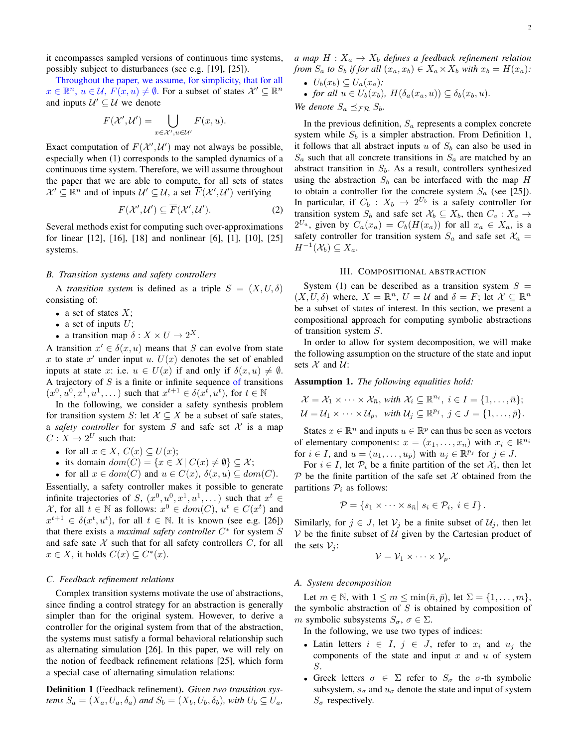it encompasses sampled versions of continuous time systems, possibly subject to disturbances (see e.g. [19], [25]).

Throughout the paper, we assume, for simplicity, that for all $x \in \mathbb{R}^n$, $u \in \mathcal{U}$, $F(x,u) \neq \emptyset$. For a subset of states $\mathcal{X}' \subseteq \mathbb{R}^n$ and inputs $\mathcal{U}' \subseteq \mathcal{U}$ we denote

$$F(\mathcal{X}',\mathcal{U}') = \bigcup_{x \in \mathcal{X}', u \in \mathcal{U}'} F(x,u).$$

Exact computation of $F(\mathcal{X}',\mathcal{U}')$ may not always be possible, especially when (1) corresponds to the sampled dynamics of a continuous time system. Therefore, we will assume throughout the paper that we are able to compute, for all sets of states $\mathcal{X}' \subseteq \mathbb{R}^n$ and of inputs $\mathcal{U}' \subseteq \mathcal{U}$, a set $\overline{F}(\mathcal{X}',\mathcal{U}')$ verifying

$$F(\mathcal{X}',\mathcal{U}') \subseteq \overline{F}(\mathcal{X}',\mathcal{U}'). \tag{2}$$

Several methods exist for computing such over-approximations for linear [12], [16], [18] and nonlinear [6], [1], [10], [25] systems.

### B. Transition systems and safety controllers

A *transition system* is defined as a triple $S = (X, U, \delta)$ consisting of:

- a set of states $X$;
- a set of inputs $U$;
- a transition map $\delta : X \times U \to 2^X$.

A transition $x' \in \delta(x,u)$ means that $S$ can evolve from state $x$ to state $x'$ under input $u$. $U(x)$ denotes the set of enabled inputs at state $x$: i.e. $u \in U(x)$ if and only if $\delta(x,u) \neq \emptyset$. A trajectory of $S$ is a finite or infinite sequence of transitions $(x^0, u^0, x^1, u^1, \dots)$ such that $x^{t+1} \in \delta(x^t, u^t)$, for $t \in \mathbb{N}$

In the following, we consider a safety synthesis problem for transition system $S$: let $\mathcal{X} \subseteq X$ be a subset of safe states, a *safety controller* for system $S$ and safe set $\mathcal{X}$ is a map $C : X \to 2^U$ such that:

- for all $x \in X$, $C(x) \subseteq U(x)$;
- its domain $dom(C) = \{x \in X |\, C(x) \neq \emptyset\} \subseteq \mathcal{X}$;
- for all $x \in dom(C)$ and $u \in C(x)$, $\delta(x,u) \subseteq dom(C)$.

Essentially, a safety controller makes it possible to generate infinite trajectories of $S$, $(x^0, u^0, x^1, u^1, \dots)$ such that $x^t \in \mathcal{X}$, for all $t \in \mathbb{N}$ as follows: $x^0 \in dom(C)$, $u^t \in C(x^t)$ and $x^{t+1} \in \delta(x^t, u^t)$, for all $t \in \mathbb{N}$. It is known (see e.g. [26]) that there exists a *maximal safety controller* $C^*$ for system $S$ and safe sate $\mathcal{X}$ such that for all safety controllers $C$, for all $x \in X$, it holds $C(x) \subseteq C^*(x)$.

### C. Feedback refinement relations

Complex transition systems motivate the use of abstractions, since finding a control strategy for an abstraction is generally simpler than for the original system. However, to derive a controller for the original system from that of the abstraction, the systems must satisfy a formal behavioral relationship such as alternating simulation [26]. In this paper, we will rely on the notion of feedback refinement relations [25], which form a special case of alternating simulation relations:

**Definition 1** (Feedback refinement). *Given two transition systems $S_a = (X_a, U_a, \delta_a)$ and $S_b = (X_b, U_b, \delta_b)$, with $U_b \subseteq U_a$, a map $H : X_a \to X_b$ defines a feedback refinement relation from $S_a$ to $S_b$ if for all $(x_a, x_b) \in X_a \times X_b$ with $x_b = H(x_a)$:*

- *$U_b(x_b) \subseteq U_a(x_a)$;*
- *for all $u \in U_b(x_b)$, $H(\delta_a(x_a,u)) \subseteq \delta_b(x_b,u)$.*

*We denote $S_a \preceq_{\mathcal{FR}} S_b$.*

In the previous definition, $S_a$ represents a complex concrete system while $S_b$ is a simpler abstraction. From Definition 1, it follows that all abstract inputs $u$ of $S_b$ can also be used in $S_a$ such that all concrete transitions in $S_a$ are matched by an abstract transition in $S_b$. As a result, controllers synthesized using the abstraction $S_b$ can be interfaced with the map $H$ to obtain a controller for the concrete system $S_a$ (see [25]). In particular, if $C_b : X_b \to 2^{U_b}$ is a safety controller for transition system $S_b$ and safe set $\mathcal{X}_b \subseteq X_b$, then $C_a : X_a \to 2^{U_a}$, given by $C_a(x_a) = C_b(H(x_a))$ for all $x_a \in X_a$, is a safety controller for transition system $S_a$ and safe set $\mathcal{X}_a = H^{-1}(\mathcal{X}_b) \subseteq X_a$.

## III. Compositional abstraction

System (1) can be described as a transition system $S = (X, U, \delta)$ where, $X = \mathbb{R}^n$, $U = \mathcal{U}$ and $\delta = F$; let $\mathcal{X} \subseteq \mathbb{R}^n$ be a subset of states of interest. In this section, we present a compositional approach for computing symbolic abstractions of transition system $S$.

In order to allow for system decomposition, we will make the following assumption on the structure of the state and input sets $\mathcal{X}$ and $\mathcal{U}$:

**Assumption 1.** *The following equalities hold:*

$$\mathcal{X} = \mathcal{X}_1 \times \dots \times \mathcal{X}_{\bar{n}},\ \text{with } \mathcal{X}_i \subseteq \mathbb{R}^{n_i},\ i \in I = \{1, \dots, \bar{n}\};$$
$$\mathcal{U} = \mathcal{U}_1 \times \dots \times \mathcal{U}_{\bar{p}},\ \text{ with } \mathcal{U}_j \subseteq \mathbb{R}^{p_j},\ j \in J = \{1, \dots, \bar{p}\}.$$

States $x \in \mathbb{R}^n$ and inputs $u \in \mathbb{R}^p$ can thus be seen as vectors of elementary components: $x = (x_1, \dots, x_{\bar{n}})$ with $x_i \in \mathbb{R}^{n_i}$ for $i \in I$, and $u = (u_1, \dots, u_{\bar{p}})$ with $u_j \in \mathbb{R}^{p_j}$ for $j \in J$.

For $i \in I$, let $\mathcal{P}_i$ be a finite partition of the set $\mathcal{X}_i$, then let $\mathcal{P}$ be the finite partition of the safe set $\mathcal{X}$ obtained from the partitions $\mathcal{P}_i$ as follows:

$$\mathcal{P} = \{s_1 \times \dots \times s_{\bar{n}} |\ s_i \in \mathcal{P}_i,\ i \in I\}.$$

Similarly, for $j \in J$, let $\mathcal{V}_j$ be a finite subset of $\mathcal{U}_j$, then let $\mathcal{V}$ be the finite subset of $\mathcal{U}$ given by the Cartesian product of the sets $\mathcal{V}_j$:

$$\mathcal{V} = \mathcal{V}_1 \times \dots \times \mathcal{V}_{\bar{p}}.$$

### A. System decomposition

Let $m \in \mathbb{N}$, with $1 \leq m \leq \min(\bar{n}, \bar{p})$, let $\Sigma = \{1, \dots, m\}$, the symbolic abstraction of $S$ is obtained by composition of $m$ symbolic subsystems $S_\sigma$, $\sigma \in \Sigma$.

In the following, we use two types of indices:

- Latin letters $i \in I$, $j \in J$, refer to $x_i$ and $u_j$ the components of the state and input $x$ and $u$ of system $S$.
- Greek letters $\sigma \in \Sigma$ refer to $S_\sigma$ the $\sigma$-th symbolic subsystem, $s_\sigma$ and $u_\sigma$ denote the state and input of system $S_\sigma$ respectively.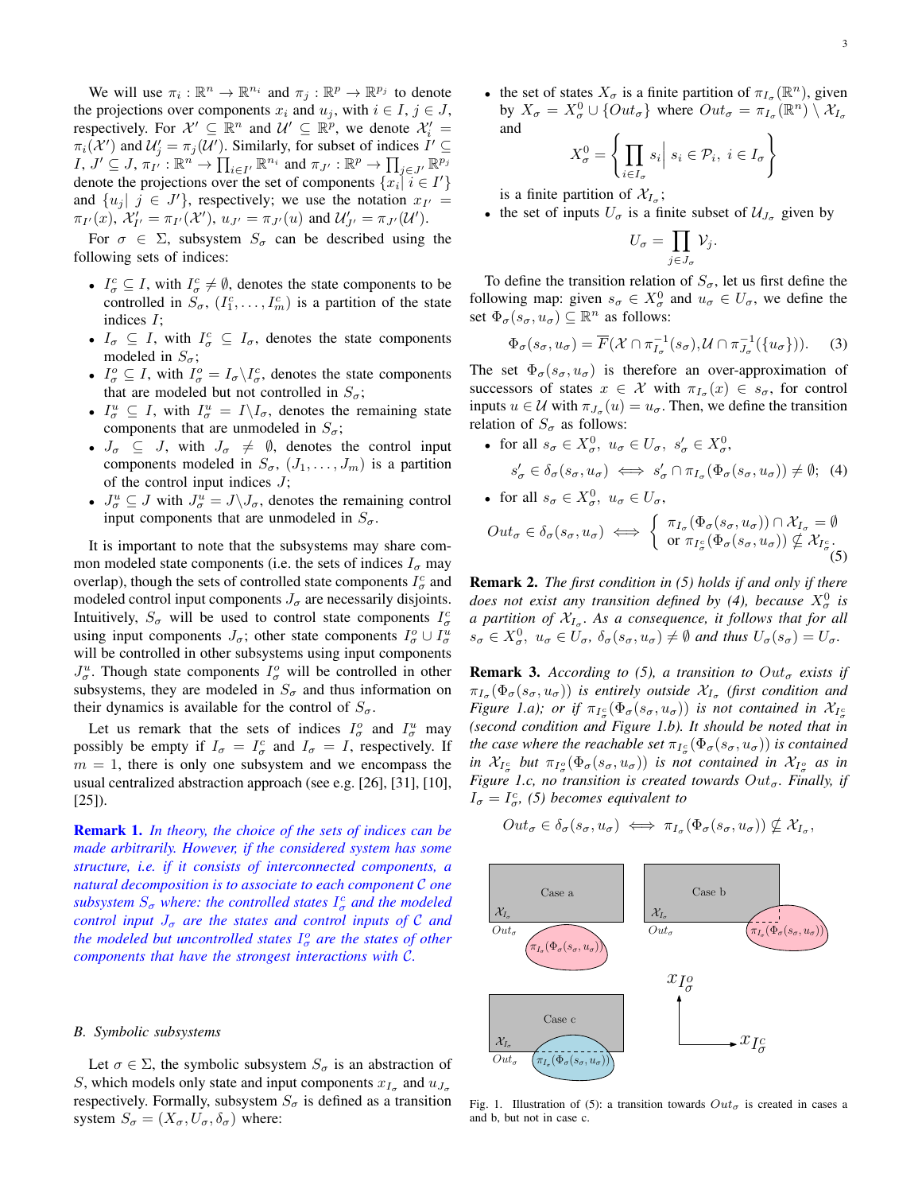We will use $\pi_i : \mathbb{R}^n \to \mathbb{R}^{n_i}$ and $\pi_j : \mathbb{R}^p \to \mathbb{R}^{p_j}$ to denote the projections over components $x_i$ and $u_j$, with $i \in I, j \in J$, respectively. For $\mathcal{X}' \subseteq \mathbb{R}^n$ and $\mathcal{U}' \subseteq \mathbb{R}^p$, we denote $\mathcal{X}'_i = \pi_i(\mathcal{X}')$ and $\mathcal{U}'_j = \pi_j(\mathcal{U}')$. Similarly, for subset of indices $I' \subseteq I$, $J' \subseteq J$, $\pi_{I'} : \mathbb{R}^n \to \prod_{i\in I'} \mathbb{R}^{n_i}$ and $\pi_{J'} : \mathbb{R}^p \to \prod_{j\in J'} \mathbb{R}^{p_j}$ denote the projections over the set of components $\{x_i | \ i \in I'\}$ and $\{u_j | \ j \in J'\}$, respectively; we use the notation $x_{I'} = \pi_{I'}(x)$, $\mathcal{X}'_{I'} = \pi_{I'}(\mathcal{X}')$, $u_{J'} = \pi_{J'}(u)$ and $\mathcal{U}'_{J'} = \pi_{J'}(\mathcal{U}')$.

For $\sigma \in \Sigma$, subsystem $S_\sigma$ can be described using the following sets of indices:

- $I^c_\sigma \subseteq I$, with $I^c_\sigma \neq \emptyset$, denotes the state components to be controlled in $S_\sigma$, $(I^c_1, \dots, I^c_m)$ is a partition of the state indices $I$;
- $I_\sigma \subseteq I$, with $I^c_\sigma \subseteq I_\sigma$, denotes the state components modeled in $S_\sigma$;
- $I^o_\sigma \subseteq I$, with $I^o_\sigma = I_\sigma \backslash I^c_\sigma$, denotes the state components that are modeled but not controlled in $S_\sigma$;
- $I^u_\sigma \subseteq I$, with $I^u_\sigma = I \backslash I_\sigma$, denotes the remaining state components that are unmodeled in $S_\sigma$;
- $J_\sigma \subseteq J$, with $J_\sigma \neq \emptyset$, denotes the control input components modeled in $S_\sigma$, $(J_1, \dots, J_m)$ is a partition of the control input indices $J$;
- $J^u_\sigma \subseteq J$ with $J^u_\sigma = J \backslash J_\sigma$, denotes the remaining control input components that are unmodeled in $S_\sigma$.

It is important to note that the subsystems may share common modeled state components (i.e. the sets of indices $I_\sigma$ may overlap), though the sets of controlled state components $I^c_\sigma$ and modeled control input components $J_\sigma$ are necessarily disjoints. Intuitively, $S_\sigma$ will be used to control state components $I^c_\sigma$ using input components $J_\sigma$; other state components $I^o_\sigma \cup I^u_\sigma$ will be controlled in other subsystems using input components $J^u_\sigma$. Though state components $I^o_\sigma$ will be controlled in other subsystems, they are modeled in $S_\sigma$ and thus information on their dynamics is available for the control of $S_\sigma$.

Let us remark that the sets of indices $I^o_\sigma$ and $I^u_\sigma$ may possibly be empty if $I_\sigma = I^c_\sigma$ and $I_\sigma = I$, respectively. If $m = 1$, there is only one subsystem and we encompass the usual centralized abstraction approach (see e.g. [26], [31], [10], [25]).

**Remark 1.** *In theory, the choice of the sets of indices can be made arbitrarily. However, if the considered system has some structure, i.e. if it consists of interconnected components, a natural decomposition is to associate to each component $\mathcal{C}$ one subsystem $S_\sigma$ where: the controlled states $I^c_\sigma$ and the modeled control input $J_\sigma$ are the states and control inputs of $\mathcal{C}$ and the modeled but uncontrolled states $I^o_\sigma$ are the states of other components that have the strongest interactions with $\mathcal{C}$.*

### B. Symbolic subsystems

Let $\sigma \in \Sigma$, the symbolic subsystem $S_\sigma$ is an abstraction of $S$, which models only state and input components $x_{I_\sigma}$ and $u_{J_\sigma}$ respectively. Formally, subsystem $S_\sigma$ is defined as a transition system $S_\sigma = (X_\sigma, U_\sigma, \delta_\sigma)$ where:

- the set of states $X_\sigma$ is a finite partition of $\pi_{I_\sigma}(\mathbb{R}^n)$, given by $X_\sigma = X^0_\sigma \cup \{Out_\sigma\}$ where $Out_\sigma = \pi_{I_\sigma}(\mathbb{R}^n) \setminus \mathcal{X}_{I_\sigma}$ and
$$X^0_\sigma = \left\{ \prod_{i\in I_\sigma} s_i \middle| \ s_i \in \mathcal{P}_i, \ i \in I_\sigma \right\}$$
is a finite partition of $\mathcal{X}_{I_\sigma}$;
- the set of inputs $U_\sigma$ is a finite subset of $\mathcal{U}_{J_\sigma}$ given by
$$U_\sigma = \prod_{j\in J_\sigma} \mathcal{V}_j.$$

To define the transition relation of $S_\sigma$, let us first define the following map: given $s_\sigma \in X^0_\sigma$ and $u_\sigma \in U_\sigma$, we define the set $\Phi_\sigma(s_\sigma, u_\sigma) \subseteq \mathbb{R}^n$ as follows:

$$\Phi_\sigma(s_\sigma, u_\sigma) = \overline{F}(\mathcal{X} \cap \pi^{-1}_{I_\sigma}(s_\sigma), \mathcal{U} \cap \pi^{-1}_{J_\sigma}(\{u_\sigma\})). \quad (3)$$

The set $\Phi_\sigma(s_\sigma, u_\sigma)$ is therefore an over-approximation of successors of states $x \in \mathcal{X}$ with $\pi_{I_\sigma}(x) \in s_\sigma$, for control inputs $u \in \mathcal{U}$ with $\pi_{J_\sigma}(u) = u_\sigma$. Then, we define the transition relation of $S_\sigma$ as follows:

- for all $s_\sigma \in X^0_\sigma, \ u_\sigma \in U_\sigma, \ s'_\sigma \in X^0_\sigma$,
$$s'_\sigma \in \delta_\sigma(s_\sigma, u_\sigma) \iff s'_\sigma \cap \pi_{I_\sigma}(\Phi_\sigma(s_\sigma, u_\sigma)) \neq \emptyset; \quad (4)$$
- for all $s_\sigma \in X^0_\sigma, \ u_\sigma \in U_\sigma$,
$$Out_\sigma \in \delta_\sigma(s_\sigma, u_\sigma) \iff \begin{cases} \pi_{I_\sigma}(\Phi_\sigma(s_\sigma, u_\sigma)) \cap \mathcal{X}_{I_\sigma} = \emptyset \\ \text{or } \pi_{I^c_\sigma}(\Phi_\sigma(s_\sigma, u_\sigma)) \nsubseteq \mathcal{X}_{I^c_\sigma}. \end{cases} \quad (5)$$

**Remark 2.** *The first condition in (5) holds if and only if there does not exist any transition defined by (4), because $X^0_\sigma$ is a partition of $\mathcal{X}_{I_\sigma}$. As a consequence, it follows that for all $s_\sigma \in X^0_\sigma$, $u_\sigma \in U_\sigma$, $\delta_\sigma(s_\sigma, u_\sigma) \neq \emptyset$ and thus $U_\sigma(s_\sigma) = U_\sigma$.*

**Remark 3.** *According to (5), a transition to $Out_\sigma$ exists if $\pi_{I_\sigma}(\Phi_\sigma(s_\sigma, u_\sigma))$ is entirely outside $\mathcal{X}_{I_\sigma}$ (first condition and Figure 1.a); or if $\pi_{I^c_\sigma}(\Phi_\sigma(s_\sigma, u_\sigma))$ is not contained in $\mathcal{X}_{I^c_\sigma}$ (second condition and Figure 1.b). It should be noted that in the case where the reachable set $\pi_{I^c_\sigma}(\Phi_\sigma(s_\sigma, u_\sigma))$ is contained in $\mathcal{X}_{I^c_\sigma}$ but $\pi_{I^o_\sigma}(\Phi_\sigma(s_\sigma, u_\sigma))$ is not contained in $\mathcal{X}_{I^o_\sigma}$ as in Figure 1.c, no transition is created towards $Out_\sigma$. Finally, if $I_\sigma = I^c_\sigma$, (5) becomes equivalent to*

$$Out_\sigma \in \delta_\sigma(s_\sigma, u_\sigma) \iff \pi_{I_\sigma}(\Phi_\sigma(s_\sigma, u_\sigma)) \nsubseteq \mathcal{X}_{I_\sigma},$$

Fig. 1. Illustration of (5): a transition towards $Out_\sigma$ is created in cases a and b, but not in case c.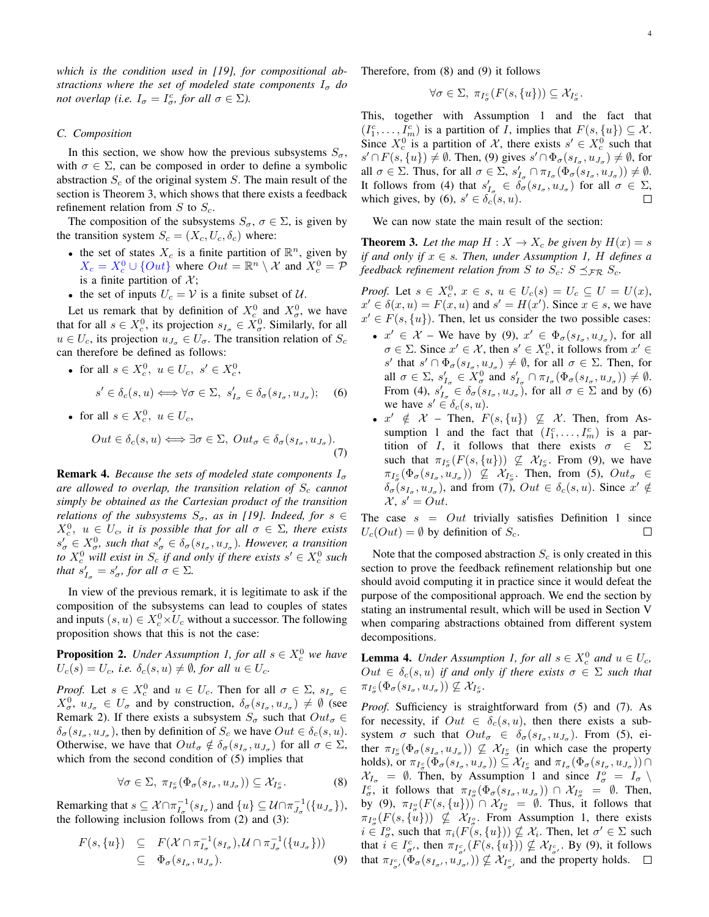*which is the condition used in [19], for compositional abstractions where the set of modeled state components $I_\sigma$ do not overlap (i.e. $I_\sigma = I_\sigma^c$, for all $\sigma \in \Sigma$).*

### C. Composition

In this section, we show how the previous subsystems $S_\sigma$, with $\sigma \in \Sigma$, can be composed in order to define a symbolic abstraction $S_c$ of the original system $S$. The main result of the section is Theorem 3, which shows that there exists a feedback refinement relation from $S$ to $S_c$.

The composition of the subsystems $S_\sigma$, $\sigma \in \Sigma$, is given by the transition system $S_c = (X_c, U_c, \delta_c)$ where:

- the set of states $X_c$ is a finite partition of $\mathbb{R}^n$, given by $X_c = X_c^0 \cup \{Out\}$ where $Out = \mathbb{R}^n \setminus \mathcal{X}$ and $X_c^0 = \mathcal{P}$ is a finite partition of $\mathcal{X}$;
- the set of inputs $U_c = \mathcal{V}$ is a finite subset of $\mathcal{U}$.

Let us remark that by definition of $X_c^0$ and $X_\sigma^0$, we have that for all $s \in X_c^0$, its projection $s_{I_\sigma} \in X_\sigma^0$. Similarly, for all $u \in U_c$, its projection $u_{J_\sigma} \in U_\sigma$. The transition relation of $S_c$ can therefore be defined as follows:

- for all $s \in X_c^0$, $u \in U_c$, $s' \in X_c^0$,

$$s' \in \delta_c(s,u) \iff \forall \sigma \in \Sigma,\ s'_{I_\sigma} \in \delta_\sigma(s_{I_\sigma}, u_{J_\sigma}); \quad (6)$$

- for all $s \in X_c^0$, $u \in U_c$,

$$Out \in \delta_c(s,u) \iff \exists \sigma \in \Sigma,\ Out_\sigma \in \delta_\sigma(s_{I_\sigma}, u_{J_\sigma}). \quad (7)$$

**Remark 4.** *Because the sets of modeled state components $I_\sigma$ are allowed to overlap, the transition relation of $S_c$ cannot simply be obtained as the Cartesian product of the transition relations of the subsystems $S_\sigma$, as in [19]. Indeed, for $s \in X_c^0$, $u \in U_c$, it is possible that for all $\sigma \in \Sigma$, there exists $s'_\sigma \in X_\sigma^0$, such that $s'_\sigma \in \delta_\sigma(s_{I_\sigma}, u_{J_\sigma})$. However, a transition to $X_c^0$ will exist in $S_c$ if and only if there exists $s' \in X_c^0$ such that $s'_{I_\sigma} = s'_\sigma$, for all $\sigma \in \Sigma$.*

In view of the previous remark, it is legitimate to ask if the composition of the subsystems can lead to couples of states and inputs $(s,u) \in X_c^0 \times U_c$ without a successor. The following proposition shows that this is not the case:

**Proposition 2.** *Under Assumption 1, for all $s \in X_c^0$ we have $U_c(s) = U_c$, i.e. $\delta_c(s,u) \neq \emptyset$, for all $u \in U_c$.*

*Proof.* Let $s \in X_c^0$ and $u \in U_c$. Then for all $\sigma \in \Sigma$, $s_{I_\sigma} \in X_\sigma^0$, $u_{J_\sigma} \in U_\sigma$ and by construction, $\delta_\sigma(s_{I_\sigma}, u_{J_\sigma}) \neq \emptyset$ (see Remark 2). If there exists a subsystem $S_\sigma$ such that $Out_\sigma \in \delta_\sigma(s_{I_\sigma}, u_{J_\sigma})$, then by definition of $S_c$ we have $Out \in \delta_c(s,u)$. Otherwise, we have that $Out_\sigma \notin \delta_\sigma(s_{I_\sigma}, u_{J_\sigma})$ for all $\sigma \in \Sigma$, which from the second condition of (5) implies that

$$\forall \sigma \in \Sigma,\ \pi_{I_\sigma^c}(\Phi_\sigma(s_{I_\sigma}, u_{J_\sigma})) \subseteq \mathcal{X}_{I_\sigma^c}. \quad (8)$$

Remarking that $s \subseteq \mathcal{X} \cap \pi_{I_\sigma}^{-1}(s_{I_\sigma})$ and $\{u\} \subseteq \mathcal{U} \cap \pi_{J_\sigma}^{-1}(\{u_{J_\sigma}\})$, the following inclusion follows from (2) and (3):

$$\begin{aligned} F(s,\{u\}) &\subseteq F(\mathcal{X} \cap \pi_{I_\sigma}^{-1}(s_{I_\sigma}), \mathcal{U} \cap \pi_{J_\sigma}^{-1}(\{u_{J_\sigma}\})) \\ &\subseteq \Phi_\sigma(s_{I_\sigma}, u_{J_\sigma}). \end{aligned} \quad (9)$$

Therefore, from (8) and (9) it follows

$$\forall \sigma \in \Sigma,\ \pi_{I_\sigma^c}(F(s,\{u\})) \subseteq \mathcal{X}_{I_\sigma^c}.$$

This, together with Assumption 1 and the fact that $(I_1^c, \dots, I_m^c)$ is a partition of $I$, implies that $F(s,\{u\}) \subseteq \mathcal{X}$. Since $X_c^0$ is a partition of $\mathcal{X}$, there exists $s' \in X_c^0$ such that $s' \cap F(s,\{u\}) \neq \emptyset$. Then, (9) gives $s' \cap \Phi_\sigma(s_{I_\sigma}, u_{J_\sigma}) \neq \emptyset$, for all $\sigma \in \Sigma$. Thus, for all $\sigma \in \Sigma$, $s'_{I_\sigma} \cap \pi_{I_\sigma}(\Phi_\sigma(s_{I_\sigma}, u_{J_\sigma})) \neq \emptyset$. It follows from (4) that $s'_{I_\sigma} \in \delta_\sigma(s_{I_\sigma}, u_{J_\sigma})$ for all $\sigma \in \Sigma$, which gives, by (6), $s' \in \delta_c(s,u)$. $\square$

We can now state the main result of the section:

**Theorem 3.** *Let the map $H: X \to X_c$ be given by $H(x) = s$ if and only if $x \in s$. Then, under Assumption 1, $H$ defines a feedback refinement relation from $S$ to $S_c$: $S \preceq_{\mathcal{FR}} S_c$.*

*Proof.* Let $s \in X_c^0$, $x \in s$, $u \in U_c(s) = U_c \subseteq U = U(x)$, $x' \in \delta(x,u) = F(x,u)$ and $s' = H(x')$. Since $x \in s$, we have $x' \in F(s,\{u\})$. Then, let us consider the two possible cases:

- $x' \in \mathcal{X}$ – We have by (9), $x' \in \Phi_\sigma(s_{I_\sigma}, u_{J_\sigma})$, for all $\sigma \in \Sigma$. Since $x' \in \mathcal{X}$, then $s' \in X_c^0$, it follows from $x' \in s'$ that $s' \cap \Phi_\sigma(s_{I_\sigma}, u_{J_\sigma}) \neq \emptyset$, for all $\sigma \in \Sigma$. Then, for all $\sigma \in \Sigma$, $s'_{I_\sigma} \in X_\sigma^0$ and $s'_{I_\sigma} \cap \pi_{I_\sigma}(\Phi_\sigma(s_{I_\sigma}, u_{J_\sigma})) \neq \emptyset$. From (4), $s'_{I_\sigma} \in \delta_\sigma(s_{I_\sigma}, u_{J_\sigma})$, for all $\sigma \in \Sigma$ and by (6) we have $s' \in \delta_c(s,u)$.
- $x' \notin \mathcal{X}$ – Then, $F(s,\{u\}) \not\subseteq \mathcal{X}$. Then, from Assumption 1 and the fact that $(I_1^c, \dots, I_m^c)$ is a partition of $I$, it follows that there exists $\sigma \in \Sigma$ such that $\pi_{I_\sigma^c}(F(s,\{u\})) \not\subseteq \mathcal{X}_{I_\sigma^c}$. From (9), we have $\pi_{I_\sigma^c}(\Phi_\sigma(s_{I_\sigma}, u_{J_\sigma})) \not\subseteq \mathcal{X}_{I_\sigma^c}$. Then, from (5), $Out_\sigma \in \delta_\sigma(s_{I_\sigma}, u_{J_\sigma})$, and from (7), $Out \in \delta_c(s,u)$. Since $x' \notin \mathcal{X}$, $s' = Out$.

The case $s = Out$ trivially satisfies Definition 1 since $U_c(Out) = \emptyset$ by definition of $S_c$. $\square$

Note that the composed abstraction $S_c$ is only created in this section to prove the feedback refinement relationship but one should avoid computing it in practice since it would defeat the purpose of the compositional approach. We end the section by stating an instrumental result, which will be used in Section V when comparing abstractions obtained from different system decompositions.

**Lemma 4.** *Under Assumption 1, for all $s \in X_c^0$ and $u \in U_c$, $Out \in \delta_c(s,u)$ if and only if there exists $\sigma \in \Sigma$ such that $\pi_{I_\sigma^c}(\Phi_\sigma(s_{I_\sigma}, u_{J_\sigma})) \not\subseteq \mathcal{X}_{I_\sigma^c}$.*

*Proof.* Sufficiency is straightforward from (5) and (7). As for necessity, if $Out \in \delta_c(s,u)$, then there exists a subsystem $\sigma$ such that $Out_\sigma \in \delta_\sigma(s_{I_\sigma}, u_{J_\sigma})$. From (5), either $\pi_{I_\sigma^c}(\Phi_\sigma(s_{I_\sigma}, u_{J_\sigma})) \not\subseteq \mathcal{X}_{I_\sigma^c}$ (in which case the property holds), or $\pi_{I_\sigma^c}(\Phi_\sigma(s_{I_\sigma}, u_{J_\sigma})) \subseteq \mathcal{X}_{I_\sigma^c}$ and $\pi_{I_\sigma}(\Phi_\sigma(s_{I_\sigma}, u_{J_\sigma})) \cap \mathcal{X}_{I_\sigma} = \emptyset$. Then, by Assumption 1 and since $I_\sigma^o = I_\sigma \setminus I_\sigma^c$, it follows that $\pi_{I_\sigma^o}(\Phi_\sigma(s_{I_\sigma}, u_{J_\sigma})) \cap \mathcal{X}_{I_\sigma^o} = \emptyset$. Then, by (9), $\pi_{I_\sigma^o}(F(s,\{u\})) \cap \mathcal{X}_{I_\sigma^o} = \emptyset$. Thus, it follows that $\pi_{I_\sigma^o}(F(s,\{u\})) \not\subseteq \mathcal{X}_{I_\sigma^o}$. From Assumption 1, there exists $i \in I_\sigma^o$, such that $\pi_i(F(s,\{u\})) \not\subseteq \mathcal{X}_i$. Then, let $\sigma' \in \Sigma$ such that $i \in I_{\sigma'}^c$, then $\pi_{I_{\sigma'}^c}(F(s,\{u\})) \not\subseteq \mathcal{X}_{I_{\sigma'}^c}$. By (9), it follows that $\pi_{I_{\sigma'}^c}(\Phi_\sigma(s_{I_{\sigma'}}, u_{J_{\sigma'}})) \not\subseteq \mathcal{X}_{I_{\sigma'}^c}$ and the property holds. $\square$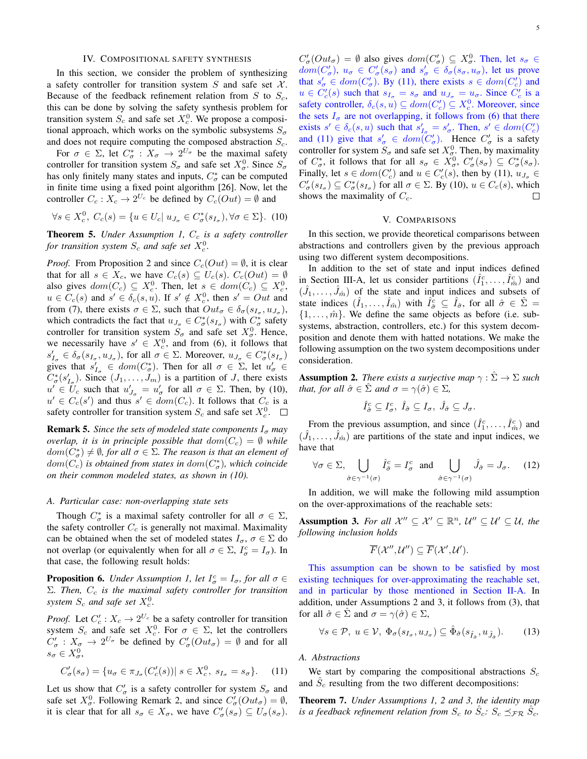## IV. Compositional safety synthesis

In this section, we consider the problem of synthesizing a safety controller for transition system $S$ and safe set $\mathcal{X}$. Because of the feedback refinement relation from $S$ to $S_c$, this can be done by solving the safety synthesis problem for transition system $S_c$ and safe set $X_c^0$. We propose a compositional approach, which works on the symbolic subsystems $S_\sigma$ and does not require computing the composed abstraction $S_c$.

For $\sigma \in \Sigma$, let $C_\sigma^* : X_\sigma \to 2^{U_\sigma}$ be the maximal safety controller for transition system $S_\sigma$ and safe set $X_\sigma^0$. Since $S_\sigma$ has only finitely many states and inputs, $C_\sigma^*$ can be computed in finite time using a fixed point algorithm [26]. Now, let the controller $C_c : X_c \to 2^{U_c}$ be defined by $C_c(Out) = \emptyset$ and

$$\forall s \in X_c^0,\ C_c(s) = \{u \in U_c |\ u_{J_\sigma} \in C_\sigma^*(s_{I_\sigma}), \forall \sigma \in \Sigma\}. \quad (10)$$

**Theorem 5.** *Under Assumption 1, $C_c$ is a safety controller for transition system $S_c$ and safe set $X_c^0$.*

*Proof.* From Proposition 2 and since $C_c(Out) = \emptyset$, it is clear that for all $s \in X_c$, we have $C_c(s) \subseteq U_c(s)$. $C_c(Out) = \emptyset$ also gives $dom(C_c) \subseteq X_c^0$. Then, let $s \in dom(C_c) \subseteq X_c^0$, $u \in C_c(s)$ and $s' \in \delta_c(s, u)$. If $s' \notin X_c^0$, then $s' = Out$ and from (7), there exists $\sigma \in \Sigma$, such that $Out_\sigma \in \delta_\sigma(s_{I_\sigma}, u_{J_\sigma})$, which contradicts the fact that $u_{J_\sigma} \in C_\sigma^*(s_{I_\sigma})$ with $C_\sigma^*$ safety controller for transition system $S_\sigma$ and safe set $X_\sigma^0$. Hence, we necessarily have $s' \in X_c^0$, and from (6), it follows that $s'_{I_\sigma} \in \delta_\sigma(s_{I_\sigma}, u_{J_\sigma})$, for all $\sigma \in \Sigma$. Moreover, $u_{J_\sigma} \in C_\sigma^*(s_{I_\sigma})$ gives that $s'_{I_\sigma} \in dom(C_\sigma^*)$. Then for all $\sigma \in \Sigma$, let $u'_\sigma \in C_\sigma^*(s'_{I_\sigma})$. Since $(J_1, \dots, J_m)$ is a partition of $J$, there exists $u' \in U_c$ such that $u'_{J_\sigma} = u'_\sigma$ for all $\sigma \in \Sigma$. Then, by (10), $u' \in C_c(s')$ and thus $s' \in dom(C_c)$. It follows that $C_c$ is a safety controller for transition system $S_c$ and safe set $X_c^0$. $\square$

**Remark 5.** *Since the sets of modeled state components $I_\sigma$ may overlap, it is in principle possible that $dom(C_c) = \emptyset$ while $dom(C_\sigma^*) \neq \emptyset$, for all $\sigma \in \Sigma$. The reason is that an element of $dom(C_c)$ is obtained from states in $dom(C_\sigma^*)$, which coincide on their common modeled states, as shown in (10).*

### A. Particular case: non-overlapping state sets

Though $C_\sigma^*$ is a maximal safety controller for all $\sigma \in \Sigma$, the safety controller $C_c$ is generally not maximal. Maximality can be obtained when the set of modeled states $I_\sigma$, $\sigma \in \Sigma$ do not overlap (or equivalently when for all $\sigma \in \Sigma$, $I_\sigma^c = I_\sigma$). In that case, the following result holds:

**Proposition 6.** *Under Assumption 1, let $I_\sigma^c = I_\sigma$, for all $\sigma \in \Sigma$. Then, $C_c$ is the maximal safety controller for transition system $S_c$ and safe set $X_c^0$.*

*Proof.* Let $C'_c : X_c \to 2^{U_c}$ be a safety controller for transition system $S_c$ and safe set $X_c^0$. For $\sigma \in \Sigma$, let the controllers $C'_\sigma : X_\sigma \to 2^{U_\sigma}$ be defined by $C'_\sigma(Out_\sigma) = \emptyset$ and for all $s_\sigma \in X_\sigma^0$,

$$C'_\sigma(s_\sigma) = \{u_\sigma \in \pi_{J_\sigma}(C'_c(s)) |\ s \in X_c^0,\ s_{I_\sigma} = s_\sigma\}. \quad (11)$$

Let us show that $C'_\sigma$ is a safety controller for system $S_\sigma$ and safe set $X_\sigma^0$. Following Remark 2, and since $C'_\sigma(Out_\sigma) = \emptyset$, it is clear that for all $s_\sigma \in X_\sigma$, we have $C'_\sigma(s_\sigma) \subseteq U_\sigma(s_\sigma)$. $C'_\sigma(Out_\sigma) = \emptyset$ also gives $dom(C'_\sigma) \subseteq X_\sigma^0$. Then, let $s_\sigma \in dom(C'_\sigma)$, $u_\sigma \in C'_\sigma(s_\sigma)$ and $s'_\sigma \in \delta_\sigma(s_\sigma, u_\sigma)$, let us prove that $s'_\sigma \in dom(C'_\sigma)$. By (11), there exists $s \in dom(C'_c)$ and $u \in C'_c(s)$ such that $s_{I_\sigma} = s_\sigma$ and $u_{J_\sigma} = u_\sigma$. Since $C'_c$ is a safety controller, $\delta_c(s, u) \subseteq dom(C'_c) \subseteq X_c^0$. Moreover, since the sets $I_\sigma$ are not overlapping, it follows from (6) that there exists $s' \in \delta_c(s, u)$ such that $s'_{I_\sigma} = s'_\sigma$. Then, $s' \in dom(C'_c)$ and (11) give that $s'_\sigma \in dom(C'_\sigma)$. Hence $C'_\sigma$ is a safety controller for system $S_\sigma$ and safe set $X_\sigma^0$. Then, by maximality of $C_\sigma^*$, it follows that for all $s_\sigma \in X_\sigma^0$, $C'_\sigma(s_\sigma) \subseteq C_\sigma^*(s_\sigma)$. Finally, let $s \in dom(C'_c)$ and $u \in C'_c(s)$, then by (11), $u_{J_\sigma} \in C'_\sigma(s_{I_\sigma}) \subseteq C_\sigma^*(s_{I_\sigma})$ for all $\sigma \in \Sigma$. By (10), $u \in C_c(s)$, which shows the maximality of $C_c$. $\square$

## V. Comparisons

In this section, we provide theoretical comparisons between abstractions and controllers given by the previous approach using two different system decompositions.

In addition to the set of state and input indices defined in Section III-A, let us consider partitions $(\hat{I}_1^c, \dots, \hat{I}_{\hat{m}}^c)$ and $(\hat{J}_1, \dots, \hat{J}_{\hat{m}})$ of the state and input indices and subsets of state indices $(\hat{I}_1, \dots, \hat{I}_{\hat{m}})$ with $\hat{I}_{\hat{\sigma}}^c \subseteq \hat{I}_{\hat{\sigma}}$, for all $\hat{\sigma} \in \hat{\Sigma} = \{1, \dots, \hat{m}\}$. We define the same objects as before (i.e. subsystems, abstraction, controllers, etc.) for this system decomposition and denote them with hatted notations. We make the following assumption on the two system decompositions under consideration.

**Assumption 2.** *There exists a surjective map $\gamma : \hat{\Sigma} \to \Sigma$ such that, for all $\hat{\sigma} \in \hat{\Sigma}$ and $\sigma = \gamma(\hat{\sigma}) \in \Sigma$,*

$$\hat{I}_{\hat{\sigma}}^c \subseteq I_\sigma^c,\ \hat{I}_{\hat{\sigma}} \subseteq I_\sigma,\ \hat{J}_{\hat{\sigma}} \subseteq J_\sigma.$$

From the previous assumption, and since $(\hat{I}_1^c, \dots, \hat{I}_{\hat{m}}^c)$ and $(\hat{J}_1, \dots, \hat{J}_{\hat{m}})$ are partitions of the state and input indices, we have that

$$\forall \sigma \in \Sigma, \bigcup_{\hat{\sigma} \in \gamma^{-1}(\sigma)} \hat{I}_{\hat{\sigma}}^c = I_\sigma^c \quad \text{and} \quad \bigcup_{\hat{\sigma} \in \gamma^{-1}(\sigma)} \hat{J}_{\hat{\sigma}} = J_\sigma. \quad (12)$$

In addition, we will make the following mild assumption on the over-approximations of the reachable sets:

**Assumption 3.** *For all $\mathcal{X}'' \subseteq \mathcal{X}' \subseteq \mathbb{R}^n$, $\mathcal{U}'' \subseteq \mathcal{U}' \subseteq \mathcal{U}$, the following inclusion holds*

$$\overline{F}(\mathcal{X}'', \mathcal{U}'') \subseteq \overline{F}(\mathcal{X}', \mathcal{U}').$$

This assumption can be shown to be satisfied by most existing techniques for over-approximating the reachable set, and in particular by those mentioned in Section II-A. In addition, under Assumptions 2 and 3, it follows from (3), that for all $\hat{\sigma} \in \hat{\Sigma}$ and $\sigma = \gamma(\hat{\sigma}) \in \Sigma$,

$$\forall s \in \mathcal{P},\ u \in \mathcal{V},\ \Phi_\sigma(s_{I_\sigma}, u_{J_\sigma}) \subseteq \hat{\Phi}_{\hat{\sigma}}(s_{\hat{I}_{\hat{\sigma}}}, u_{\hat{J}_{\hat{\sigma}}}). \quad (13)$$

### A. Abstractions

We start by comparing the compositional abstractions $S_c$ and $\hat{S}_c$ resulting from the two different decompositions:

**Theorem 7.** *Under Assumptions 1, 2 and 3, the identity map is a feedback refinement relation from $S_c$ to $\hat{S}_c$: $S_c \preceq_{\mathcal{FR}} \hat{S}_c$.*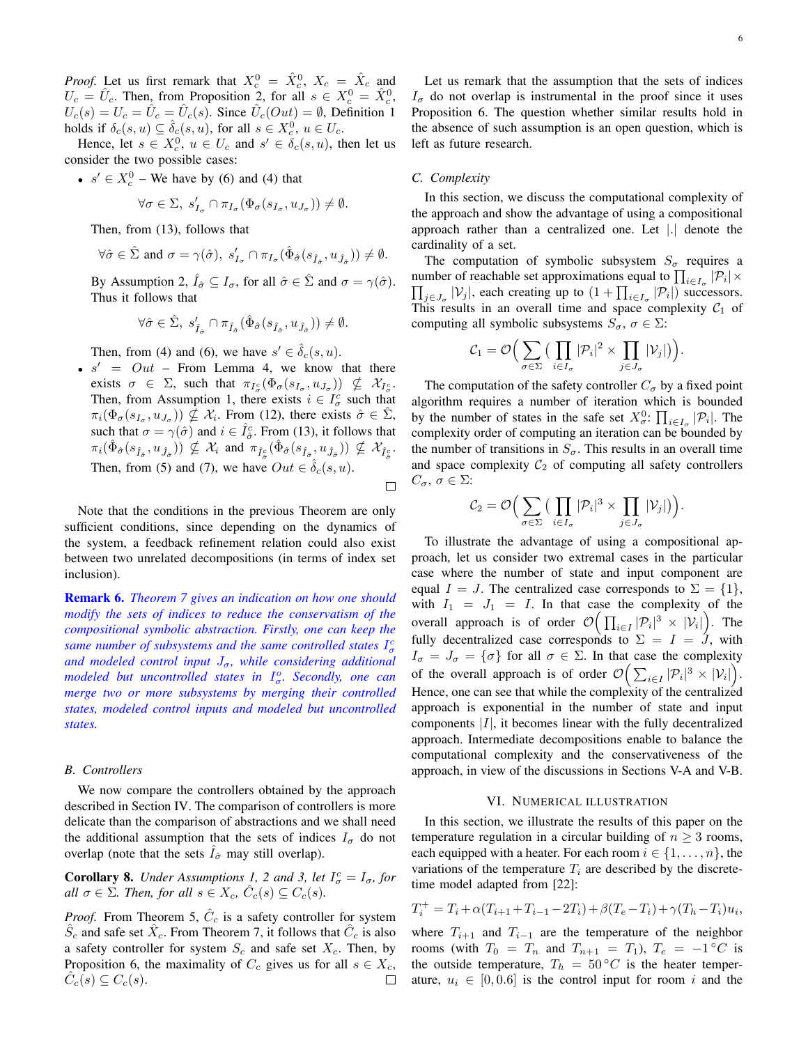*Proof.* Let us first remark that $X_c^0 = \hat{X}_c^0$, $X_c = \hat{X}_c$ and $U_c = \hat{U}_c$. Then, from Proposition 2, for all $s \in X_c^0 = \hat{X}_c^0$, $U_c(s) = U_c = \hat{U}_c = \hat{U}_c(s)$. Since $\hat{U}_c(Out) = \emptyset$, Definition 1 holds if $\delta_c(s,u) \subseteq \hat{\delta}_c(s,u)$, for all $s \in X_c^0$, $u \in U_c$.

Hence, let $s \in X_c^0$, $u \in U_c$ and $s' \in \delta_c(s,u)$, then let us consider the two possible cases:

- $s' \in X_c^0$ – We have by (6) and (4) that
$$\forall \sigma \in \Sigma,\ s'_{I_\sigma} \cap \pi_{I_\sigma}(\Phi_\sigma(s_{I_\sigma}, u_{J_\sigma})) \neq \emptyset.$$
Then, from (13), follows that
$$\forall \hat{\sigma} \in \hat{\Sigma} \text{ and } \sigma = \gamma(\hat{\sigma}),\ s'_{I_\sigma} \cap \pi_{I_\sigma}(\hat{\Phi}_{\hat{\sigma}}(s_{\hat{I}_{\hat{\sigma}}}, u_{\hat{J}_{\hat{\sigma}}})) \neq \emptyset.$$
By Assumption 2, $\hat{I}_{\hat{\sigma}} \subseteq I_\sigma$, for all $\hat{\sigma} \in \hat{\Sigma}$ and $\sigma = \gamma(\hat{\sigma})$. Thus it follows that
$$\forall \hat{\sigma} \in \hat{\Sigma},\ s'_{\hat{I}_{\hat{\sigma}}} \cap \pi_{\hat{I}_{\hat{\sigma}}}(\hat{\Phi}_{\hat{\sigma}}(s_{\hat{I}_{\hat{\sigma}}}, u_{\hat{J}_{\hat{\sigma}}})) \neq \emptyset.$$
Then, from (4) and (6), we have $s' \in \hat{\delta}_c(s,u)$.
- $s' = Out$ – From Lemma 4, we know that there exists $\sigma \in \Sigma$, such that $\pi_{I_\sigma^c}(\Phi_\sigma(s_{I_\sigma}, u_{J_\sigma})) \nsubseteq \mathcal{X}_{I_\sigma^c}$. Then, from Assumption 1, there exists $i \in I_\sigma^c$ such that $\pi_i(\Phi_\sigma(s_{I_\sigma}, u_{J_\sigma})) \nsubseteq \mathcal{X}_i$. From (12), there exists $\hat{\sigma} \in \hat{\Sigma}$, such that $\sigma = \gamma(\hat{\sigma})$ and $i \in \hat{I}_{\hat{\sigma}}^c$. From (13), it follows that $\pi_i(\hat{\Phi}_{\hat{\sigma}}(s_{\hat{I}_{\hat{\sigma}}}, u_{\hat{J}_{\hat{\sigma}}})) \nsubseteq \mathcal{X}_i$ and $\pi_{\hat{I}_{\hat{\sigma}}^c}(\hat{\Phi}_{\hat{\sigma}}(s_{\hat{I}_{\hat{\sigma}}}, u_{\hat{J}_{\hat{\sigma}}})) \nsubseteq \mathcal{X}_{\hat{I}_{\hat{\sigma}}^c}$. Then, from (5) and (7), we have $Out \in \hat{\delta}_c(s,u)$.

□

Note that the conditions in the previous Theorem are only sufficient conditions, since depending on the dynamics of the system, a feedback refinement relation could also exist between two unrelated decompositions (in terms of index set inclusion).

**Remark 6.** *Theorem 7 gives an indication on how one should modify the sets of indices to reduce the conservatism of the compositional symbolic abstraction. Firstly, one can keep the same number of subsystems and the same controlled states $I_\sigma^c$ and modeled control input $J_\sigma$, while considering additional modeled but uncontrolled states in $I_\sigma^o$. Secondly, one can merge two or more subsystems by merging their controlled states, modeled control inputs and modeled but uncontrolled states.*

### B. Controllers

We now compare the controllers obtained by the approach described in Section IV. The comparison of controllers is more delicate than the comparison of abstractions and we shall need the additional assumption that the sets of indices $I_\sigma$ do not overlap (note that the sets $\hat{I}_{\hat{\sigma}}$ may still overlap).

**Corollary 8.** *Under Assumptions 1, 2 and 3, let $I_\sigma^c = I_\sigma$, for all $\sigma \in \Sigma$. Then, for all $s \in X_c$, $\hat{C}_c(s) \subseteq C_c(s)$.*

*Proof.* From Theorem 5, $\hat{C}_c$ is a safety controller for system $\hat{S}_c$ and safe set $\hat{X}_c$. From Theorem 7, it follows that $\hat{C}_c$ is also a safety controller for system $S_c$ and safe set $X_c$. Then, by Proposition 6, the maximality of $C_c$ gives us for all $s \in X_c$, $\hat{C}_c(s) \subseteq C_c(s)$. □

Let us remark that the assumption that the sets of indices $I_\sigma$ do not overlap is instrumental in the proof since it uses Proposition 6. The question whether similar results hold in the absence of such assumption is an open question, which is left as future research.

### C. Complexity

In this section, we discuss the computational complexity of the approach and show the advantage of using a compositional approach rather than a centralized one. Let $|.|$ denote the cardinality of a set.

The computation of symbolic subsystem $S_\sigma$ requires a number of reachable set approximations equal to $\prod_{i\in I_\sigma} |\mathcal{P}_i| \times \prod_{j\in J_\sigma} |\mathcal{V}_j|$, each creating up to $(1 + \prod_{i\in I_\sigma} |\mathcal{P}_i|)$ successors. This results in an overall time and space complexity $\mathcal{C}_1$ of computing all symbolic subsystems $S_\sigma$, $\sigma \in \Sigma$:
$$\mathcal{C}_1 = \mathcal{O}\Big(\sum_{\sigma\in\Sigma}\big(\prod_{i\in I_\sigma} |\mathcal{P}_i|^2 \times \prod_{j\in J_\sigma} |\mathcal{V}_j|\big)\Big).$$

The computation of the safety controller $C_\sigma$ by a fixed point algorithm requires a number of iteration which is bounded by the number of states in the safe set $X_\sigma^0$: $\prod_{i\in I_\sigma} |\mathcal{P}_i|$. The complexity order of computing an iteration can be bounded by the number of transitions in $S_\sigma$. This results in an overall time and space complexity $\mathcal{C}_2$ of computing all safety controllers $C_\sigma$, $\sigma \in \Sigma$:
$$\mathcal{C}_2 = \mathcal{O}\Big(\sum_{\sigma\in\Sigma}\big(\prod_{i\in I_\sigma} |\mathcal{P}_i|^3 \times \prod_{j\in J_\sigma} |\mathcal{V}_j|\big)\Big).$$

To illustrate the advantage of using a compositional approach, let us consider two extremal cases in the particular case where the number of state and input component are equal $I = J$. The centralized case corresponds to $\Sigma = \{1\}$, with $I_1 = J_1 = I$. In that case the complexity of the overall approach is of order $\mathcal{O}\Big(\prod_{i\in I} |\mathcal{P}_i|^3 \times |\mathcal{V}_i|\Big)$. The fully decentralized case corresponds to $\Sigma = I = J$, with $I_\sigma = J_\sigma = \{\sigma\}$ for all $\sigma \in \Sigma$. In that case the complexity of the overall approach is of order $\mathcal{O}\Big(\sum_{i\in I} |\mathcal{P}_i|^3 \times |\mathcal{V}_i|\Big)$. Hence, one can see that while the complexity of the centralized approach is exponential in the number of state and input components $|I|$, it becomes linear with the fully decentralized approach. Intermediate decompositions enable to balance the computational complexity and the conservativeness of the approach, in view of the discussions in Sections V-A and V-B.

## VI. Numerical Illustration

In this section, we illustrate the results of this paper on the temperature regulation in a circular building of $n \geq 3$ rooms, each equipped with a heater. For each room $i \in \{1,\dots,n\}$, the variations of the temperature $T_i$ are described by the discrete-time model adapted from [22]:

$$T_i^+ = T_i + \alpha(T_{i+1} + T_{i-1} - 2T_i) + \beta(T_e - T_i) + \gamma(T_h - T_i)u_i,$$

where $T_{i+1}$ and $T_{i-1}$ are the temperature of the neighbor rooms (with $T_0 = T_n$ and $T_{n+1} = T_1$), $T_e = -1\,^\circ C$ is the outside temperature, $T_h = 50\,^\circ C$ is the heater temperature, $u_i \in [0, 0.6]$ is the control input for room $i$ and the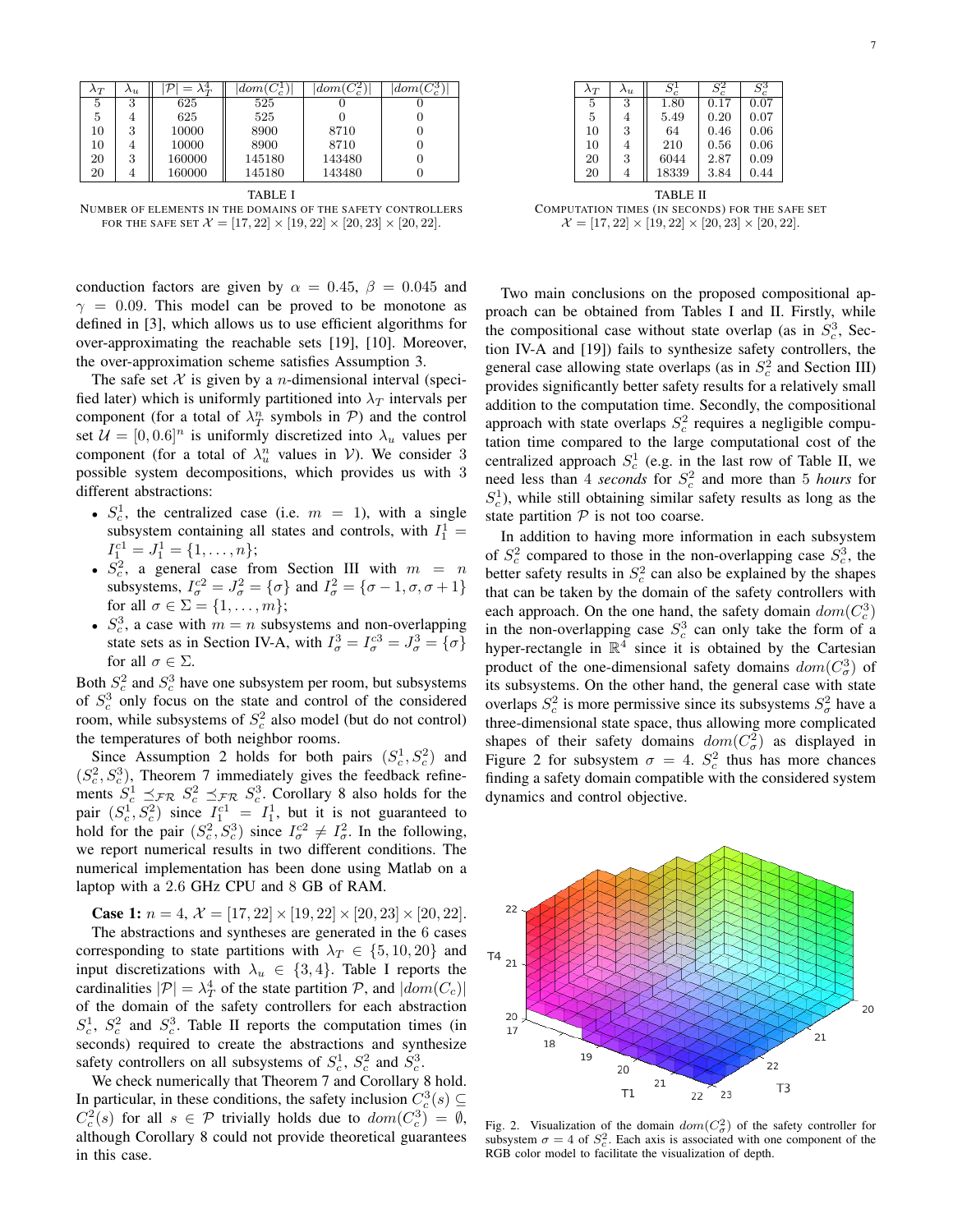| $\lambda_T$ | $\lambda_u$ | $\|\mathcal{P}\| = \lambda_T^4$ | $\|dom(C_c^1)\|$ | $\|dom(C_c^2)\|$ | $\|dom(C_c^3)\|$ |
|---|---|---|---|---|---|
| 5 | 3 | 625 | 525 | 0 | 0 |
| 5 | 4 | 625 | 525 | 0 | 0 |
| 10 | 3 | 10000 | 8900 | 8710 | 0 |
| 10 | 4 | 10000 | 8900 | 8710 | 0 |
| 20 | 3 | 160000 | 145180 | 143480 | 0 |
| 20 | 4 | 160000 | 145180 | 143480 | 0 |

TABLE I
NUMBER OF ELEMENTS IN THE DOMAINS OF THE SAFETY CONTROLLERS FOR THE SAFE SET $\mathcal{X} = [17, 22] \times [19, 22] \times [20, 23] \times [20, 22]$.

| $\lambda_T$ | $\lambda_u$ | $S_c^1$ | $S_c^2$ | $S_c^3$ |
|---|---|---|---|---|
| 5 | 3 | 1.80 | 0.17 | 0.07 |
| 5 | 4 | 5.49 | 0.20 | 0.07 |
| 10 | 3 | 64 | 0.46 | 0.06 |
| 10 | 4 | 210 | 0.56 | 0.06 |
| 20 | 3 | 6044 | 2.87 | 0.09 |
| 20 | 4 | 18339 | 3.84 | 0.44 |

TABLE II
COMPUTATION TIMES (IN SECONDS) FOR THE SAFE SET $\mathcal{X} = [17, 22] \times [19, 22] \times [20, 23] \times [20, 22]$.

conduction factors are given by $\alpha = 0.45$, $\beta = 0.045$ and $\gamma = 0.09$. This model can be proved to be monotone as defined in [3], which allows us to use efficient algorithms for over-approximating the reachable sets [19], [10]. Moreover, the over-approximation scheme satisfies Assumption 3.

The safe set $\mathcal{X}$ is given by a $n$-dimensional interval (specified later) which is uniformly partitioned into $\lambda_T$ intervals per component (for a total of $\lambda_T^n$ symbols in $\mathcal{P}$) and the control set $\mathcal{U} = [0, 0.6]^n$ is uniformly discretized into $\lambda_u$ values per component (for a total of $\lambda_u^n$ values in $\mathcal{V}$). We consider 3 possible system decompositions, which provides us with 3 different abstractions:

- $S_c^1$, the centralized case (i.e. $m = 1$), with a single subsystem containing all states and controls, with $I_1^1 = I_1^{c1} = J_1^1 = \{1, \dots, n\}$;
- $S_c^2$, a general case from Section III with $m = n$ subsystems, $I_\sigma^{c2} = J_\sigma^2 = \{\sigma\}$ and $I_\sigma^2 = \{\sigma - 1, \sigma, \sigma + 1\}$ for all $\sigma \in \Sigma = \{1, \dots, m\}$;
- $S_c^3$, a case with $m = n$ subsystems and non-overlapping state sets as in Section IV-A, with $I_\sigma^3 = I_\sigma^{c3} = J_\sigma^3 = \{\sigma\}$ for all $\sigma \in \Sigma$.

Both $S_c^2$ and $S_c^3$ have one subsystem per room, but subsystems of $S_c^3$ only focus on the state and control of the considered room, while subsystems of $S_c^2$ also model (but do not control) the temperatures of both neighbor rooms.

Since Assumption 2 holds for both pairs $(S_c^1, S_c^2)$ and $(S_c^2, S_c^3)$, Theorem 7 immediately gives the feedback refinements $S_c^1 \preceq_{\mathcal{FR}} S_c^2 \preceq_{\mathcal{FR}} S_c^3$. Corollary 8 also holds for the pair $(S_c^1, S_c^2)$ since $I_1^{c1} = I_1^1$, but it is not guaranteed to hold for the pair $(S_c^2, S_c^3)$ since $I_\sigma^{c2} \neq I_\sigma^2$. In the following, we report numerical results in two different conditions. The numerical implementation has been done using Matlab on a laptop with a 2.6 GHz CPU and 8 GB of RAM.

**Case 1:** $n = 4$, $\mathcal{X} = [17, 22] \times [19, 22] \times [20, 23] \times [20, 22]$.

The abstractions and syntheses are generated in the 6 cases corresponding to state partitions with $\lambda_T \in \{5, 10, 20\}$ and input discretizations with $\lambda_u \in \{3, 4\}$. Table I reports the cardinalities $|\mathcal{P}| = \lambda_T^4$ of the state partition $\mathcal{P}$, and $|dom(C_c)|$ of the domain of the safety controllers for each abstraction $S_c^1$, $S_c^2$ and $S_c^3$. Table II reports the computation times (in seconds) required to create the abstractions and synthesize safety controllers on all subsystems of $S_c^1$, $S_c^2$ and $S_c^3$.

We check numerically that Theorem 7 and Corollary 8 hold. In particular, in these conditions, the safety inclusion $C_c^3(s) \subseteq C_c^2(s)$ for all $s \in \mathcal{P}$ trivially holds due to $dom(C_c^3) = \emptyset$, although Corollary 8 could not provide theoretical guarantees in this case.

Two main conclusions on the proposed compositional approach can be obtained from Tables I and II. Firstly, while the compositional case without state overlap (as in $S_c^3$, Section IV-A and [19]) fails to synthesize safety controllers, the general case allowing state overlaps (as in $S_c^2$ and Section III) provides significantly better safety results for a relatively small addition to the computation time. Secondly, the compositional approach with state overlaps $S_c^2$ requires a negligible computation time compared to the large computational cost of the centralized approach $S_c^1$ (e.g. in the last row of Table II, we need less than 4 *seconds* for $S_c^2$ and more than 5 *hours* for $S_c^1$), while still obtaining similar safety results as long as the state partition $\mathcal{P}$ is not too coarse.

In addition to having more information in each subsystem of $S_c^2$ compared to those in the non-overlapping case $S_c^3$, the better safety results in $S_c^2$ can also be explained by the shapes that can be taken by the domain of the safety controllers with each approach. On the one hand, the safety domain $dom(C_c^3)$ in the non-overlapping case $S_c^3$ can only take the form of a hyper-rectangle in $\mathbb{R}^4$ since it is obtained by the Cartesian product of the one-dimensional safety domains $dom(C_\sigma^3)$ of its subsystems. On the other hand, the general case with state overlaps $S_c^2$ is more permissive since its subsystems $S_\sigma^2$ have a three-dimensional state space, thus allowing more complicated shapes of their safety domains $dom(C_\sigma^2)$ as displayed in Figure 2 for subsystem $\sigma = 4$. $S_c^2$ thus has more chances finding a safety domain compatible with the considered system dynamics and control objective.

Fig. 2. Visualization of the domain $dom(C_\sigma^2)$ of the safety controller for subsystem $\sigma = 4$ of $S_c^2$. Each axis is associated with one component of the RGB color model to facilitate the visualization of depth.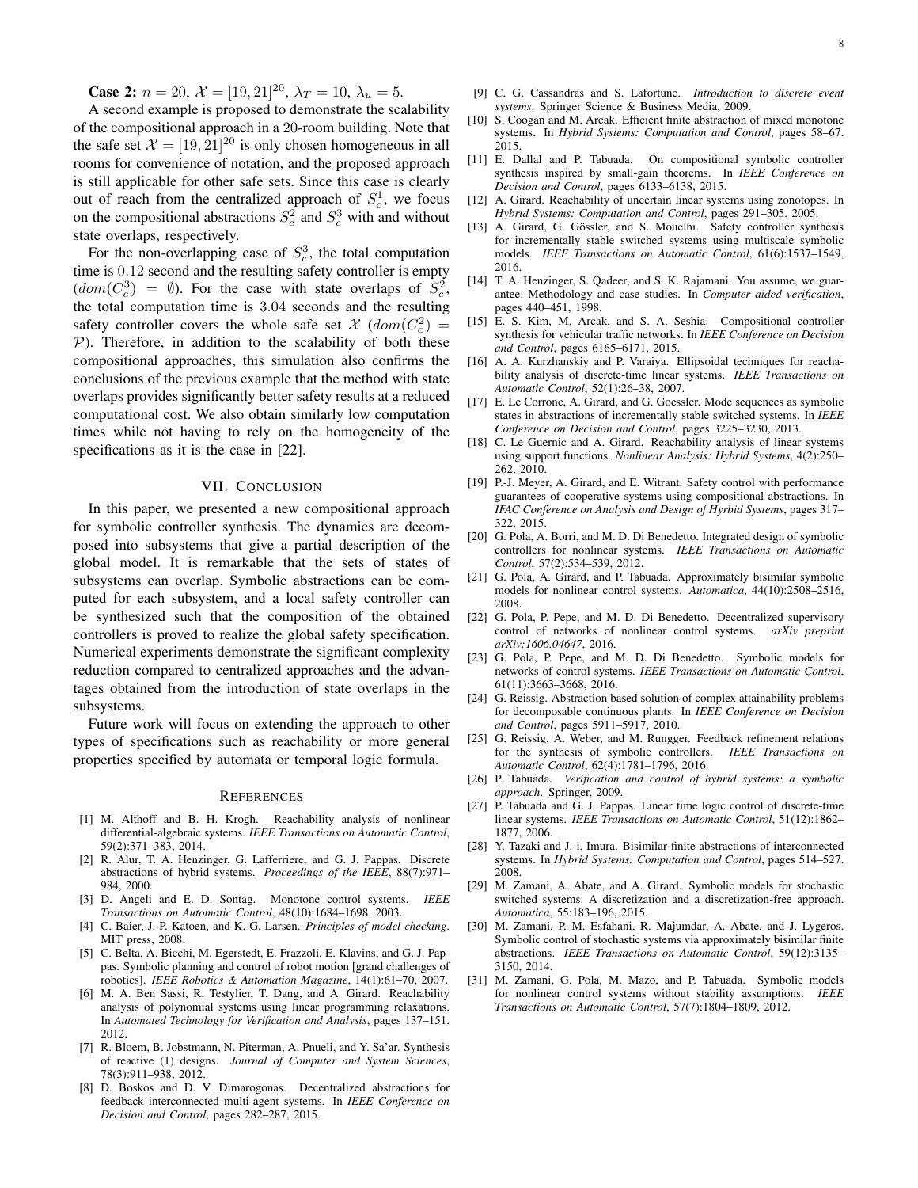**Case 2:** $n = 20$, $\mathcal{X} = [19, 21]^{20}$, $\lambda_T = 10$, $\lambda_u = 5$.

A second example is proposed to demonstrate the scalability of the compositional approach in a 20-room building. Note that the safe set $\mathcal{X} = [19, 21]^{20}$ is only chosen homogeneous in all rooms for convenience of notation, and the proposed approach is still applicable for other safe sets. Since this case is clearly out of reach from the centralized approach of $S_c^1$, we focus on the compositional abstractions $S_c^2$ and $S_c^3$ with and without state overlaps, respectively.

For the non-overlapping case of $S_c^3$, the total computation time is $0.12$ second and the resulting safety controller is empty ($dom(C_c^3) = \emptyset$). For the case with state overlaps of $S_c^2$, the total computation time is $3.04$ seconds and the resulting safety controller covers the whole safe set $\mathcal{X}$ ($dom(C_c^2) = \mathcal{P}$). Therefore, in addition to the scalability of both these compositional approaches, this simulation also confirms the conclusions of the previous example that the method with state overlaps provides significantly better safety results at a reduced computational cost. We also obtain similarly low computation times while not having to rely on the homogeneity of the specifications as it is the case in [22].

## VII. Conclusion

In this paper, we presented a new compositional approach for symbolic controller synthesis. The dynamics are decomposed into subsystems that give a partial description of the global model. It is remarkable that the sets of states of subsystems can overlap. Symbolic abstractions can be computed for each subsystem, and a local safety controller can be synthesized such that the composition of the obtained controllers is proved to realize the global safety specification. Numerical experiments demonstrate the significant complexity reduction compared to centralized approaches and the advantages obtained from the introduction of state overlaps in the subsystems.

Future work will focus on extending the approach to other types of specifications such as reachability or more general properties specified by automata or temporal logic formula.

## References

[1] M. Althoff and B. H. Krogh. Reachability analysis of nonlinear differential-algebraic systems. *IEEE Transactions on Automatic Control*, 59(2):371–383, 2014.

[2] R. Alur, T. A. Henzinger, G. Lafferriere, and G. J. Pappas. Discrete abstractions of hybrid systems. *Proceedings of the IEEE*, 88(7):971–984, 2000.

[3] D. Angeli and E. D. Sontag. Monotone control systems. *IEEE Transactions on Automatic Control*, 48(10):1684–1698, 2003.

[4] C. Baier, J.-P. Katoen, and K. G. Larsen. *Principles of model checking*. MIT press, 2008.

[5] C. Belta, A. Bicchi, M. Egerstedt, E. Frazzoli, E. Klavins, and G. J. Pappas. Symbolic planning and control of robot motion [grand challenges of robotics]. *IEEE Robotics & Automation Magazine*, 14(1):61–70, 2007.

[6] M. A. Ben Sassi, R. Testylier, T. Dang, and A. Girard. Reachability analysis of polynomial systems using linear programming relaxations. In *Automated Technology for Verification and Analysis*, pages 137–151. 2012.

[7] R. Bloem, B. Jobstmann, N. Piterman, A. Pnueli, and Y. Sa'ar. Synthesis of reactive (1) designs. *Journal of Computer and System Sciences*, 78(3):911–938, 2012.

[8] D. Boskos and D. V. Dimarogonas. Decentralized abstractions for feedback interconnected multi-agent systems. In *IEEE Conference on Decision and Control*, pages 282–287, 2015.

[9] C. G. Cassandras and S. Lafortune. *Introduction to discrete event systems*. Springer Science & Business Media, 2009.

[10] S. Coogan and M. Arcak. Efficient finite abstraction of mixed monotone systems. In *Hybrid Systems: Computation and Control*, pages 58–67. 2015.

[11] E. Dallal and P. Tabuada. On compositional symbolic controller synthesis inspired by small-gain theorems. In *IEEE Conference on Decision and Control*, pages 6133–6138, 2015.

[12] A. Girard. Reachability of uncertain linear systems using zonotopes. In *Hybrid Systems: Computation and Control*, pages 291–305. 2005.

[13] A. Girard, G. Gössler, and S. Mouelhi. Safety controller synthesis for incrementally stable switched systems using multiscale symbolic models. *IEEE Transactions on Automatic Control*, 61(6):1537–1549, 2016.

[14] T. A. Henzinger, S. Qadeer, and S. K. Rajamani. You assume, we guarantee: Methodology and case studies. In *Computer aided verification*, pages 440–451, 1998.

[15] E. S. Kim, M. Arcak, and S. A. Seshia. Compositional controller synthesis for vehicular traffic networks. In *IEEE Conference on Decision and Control*, pages 6165–6171, 2015.

[16] A. A. Kurzhanskiy and P. Varaiya. Ellipsoidal techniques for reachability analysis of discrete-time linear systems. *IEEE Transactions on Automatic Control*, 52(1):26–38, 2007.

[17] E. Le Corronc, A. Girard, and G. Goessler. Mode sequences as symbolic states in abstractions of incrementally stable switched systems. In *IEEE Conference on Decision and Control*, pages 3225–3230, 2013.

[18] C. Le Guernic and A. Girard. Reachability analysis of linear systems using support functions. *Nonlinear Analysis: Hybrid Systems*, 4(2):250–262, 2010.

[19] P.-J. Meyer, A. Girard, and E. Witrant. Safety control with performance guarantees of cooperative systems using compositional abstractions. In *IFAC Conference on Analysis and Design of Hyrbid Systems*, pages 317–322, 2015.

[20] G. Pola, A. Borri, and M. D. Di Benedetto. Integrated design of symbolic controllers for nonlinear systems. *IEEE Transactions on Automatic Control*, 57(2):534–539, 2012.

[21] G. Pola, A. Girard, and P. Tabuada. Approximately bisimilar symbolic models for nonlinear control systems. *Automatica*, 44(10):2508–2516, 2008.

[22] G. Pola, P. Pepe, and M. D. Di Benedetto. Decentralized supervisory control of networks of nonlinear control systems. *arXiv preprint arXiv:1606.04647*, 2016.

[23] G. Pola, P. Pepe, and M. D. Di Benedetto. Symbolic models for networks of control systems. *IEEE Transactions on Automatic Control*, 61(11):3663–3668, 2016.

[24] G. Reissig. Abstraction based solution of complex attainability problems for decomposable continuous plants. In *IEEE Conference on Decision and Control*, pages 5911–5917, 2010.

[25] G. Reissig, A. Weber, and M. Rungger. Feedback refinement relations for the synthesis of symbolic controllers. *IEEE Transactions on Automatic Control*, 62(4):1781–1796, 2016.

[26] P. Tabuada. *Verification and control of hybrid systems: a symbolic approach*. Springer, 2009.

[27] P. Tabuada and G. J. Pappas. Linear time logic control of discrete-time linear systems. *IEEE Transactions on Automatic Control*, 51(12):1862–1877, 2006.

[28] Y. Tazaki and J.-i. Imura. Bisimilar finite abstractions of interconnected systems. In *Hybrid Systems: Computation and Control*, pages 514–527. 2008.

[29] M. Zamani, A. Abate, and A. Girard. Symbolic models for stochastic switched systems: A discretization and a discretization-free approach. *Automatica*, 55:183–196, 2015.

[30] M. Zamani, P. M. Esfahani, R. Majumdar, A. Abate, and J. Lygeros. Symbolic control of stochastic systems via approximately bisimilar finite abstractions. *IEEE Transactions on Automatic Control*, 59(12):3135–3150, 2014.

[31] M. Zamani, G. Pola, M. Mazo, and P. Tabuada. Symbolic models for nonlinear control systems without stability assumptions. *IEEE Transactions on Automatic Control*, 57(7):1804–1809, 2012.